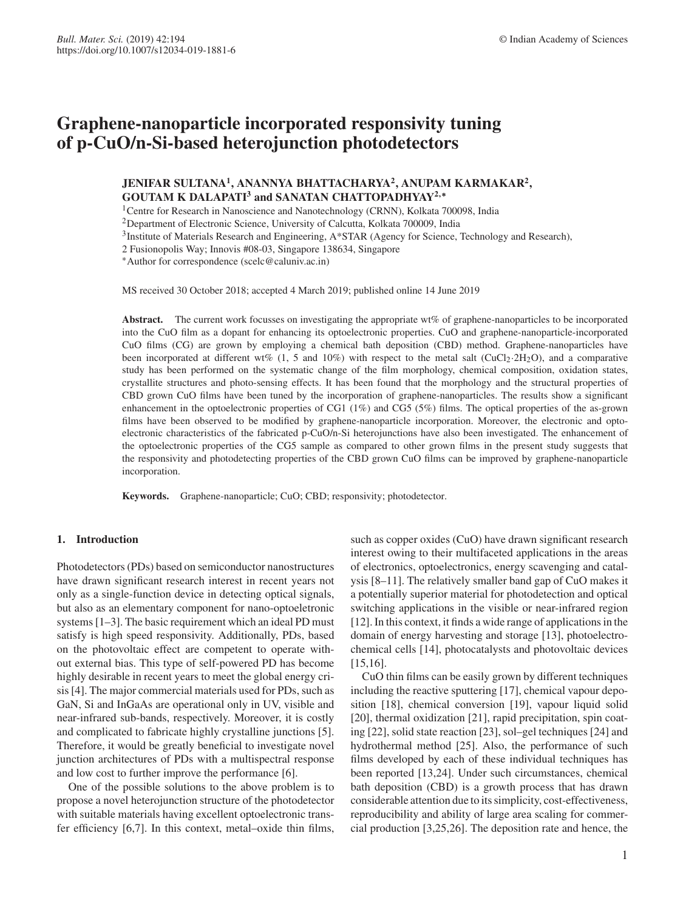# Graphene-nanoparticle incorporated responsivity tuning of p-CuO/n-Si-based heterojunction photodetectors

**JENIFAR SULTANA[1], ANANNYA BHATTACHARYA[2], ANUPAM KARMAKAR[2], GOUTAM K DALAPATI[3] and SANATAN CHATTOPADHYAY[2,*]**

[1]Centre for Research in Nanoscience and Nanotechnology (CRNN), Kolkata 700098, India

[2]Department of Electronic Science, University of Calcutta, Kolkata 700009, India

[3]Institute of Materials Research and Engineering, A*STAR (Agency for Science, Technology and Research), 2 Fusionopolis Way; Innovis #08-03, Singapore 138634, Singapore

*Author for correspondence (scelc@caluniv.ac.in)

MS received 30 October 2018; accepted 4 March 2019; published online 14 June 2019

**Abstract.** The current work focusses on investigating the appropriate wt% of graphene-nanoparticles to be incorporated into the CuO film as a dopant for enhancing its optoelectronic properties. CuO and graphene-nanoparticle-incorporated CuO films (CG) are grown by employing a chemical bath deposition (CBD) method. Graphene-nanoparticles have been incorporated at different wt% (1, 5 and 10%) with respect to the metal salt ($CuCl_2{\cdot}2H_2O$), and a comparative study has been performed on the systematic change of the film morphology, chemical composition, oxidation states, crystallite structures and photo-sensing effects. It has been found that the morphology and the structural properties of CBD grown CuO films have been tuned by the incorporation of graphene-nanoparticles. The results show a significant enhancement in the optoelectronic properties of CG1 (1%) and CG5 (5%) films. The optical properties of the as-grown films have been observed to be modified by graphene-nanoparticle incorporation. Moreover, the electronic and optoelectronic characteristics of the fabricated p-CuO/n-Si heterojunctions have also been investigated. The enhancement of the optoelectronic properties of the CG5 sample as compared to other grown films in the present study suggests that the responsivity and photodetecting properties of the CBD grown CuO films can be improved by graphene-nanoparticle incorporation.

**Keywords.** Graphene-nanoparticle; CuO; CBD; responsivity; photodetector.

## 1. Introduction

Photodetectors (PDs) based on semiconductor nanostructures have drawn significant research interest in recent years not only as a single-function device in detecting optical signals, but also as an elementary component for nano-optoeletronic systems [1–3]. The basic requirement which an ideal PD must satisfy is high speed responsivity. Additionally, PDs, based on the photovoltaic effect are competent to operate without external bias. This type of self-powered PD has become highly desirable in recent years to meet the global energy crisis [4]. The major commercial materials used for PDs, such as GaN, Si and InGaAs are operational only in UV, visible and near-infrared sub-bands, respectively. Moreover, it is costly and complicated to fabricate highly crystalline junctions [5]. Therefore, it would be greatly beneficial to investigate novel junction architectures of PDs with a multispectral response and low cost to further improve the performance [6].

One of the possible solutions to the above problem is to propose a novel heterojunction structure of the photodetector with suitable materials having excellent optoelectronic transfer efficiency [6,7]. In this context, metal–oxide thin films, such as copper oxides (CuO) have drawn significant research interest owing to their multifaceted applications in the areas of electronics, optoelectronics, energy scavenging and catalysis [8–11]. The relatively smaller band gap of CuO makes it a potentially superior material for photodetection and optical switching applications in the visible or near-infrared region [12]. In this context, it finds a wide range of applications in the domain of energy harvesting and storage [13], photoelectrochemical cells [14], photocatalysts and photovoltaic devices [15,16].

CuO thin films can be easily grown by different techniques including the reactive sputtering [17], chemical vapour deposition [18], chemical conversion [19], vapour liquid solid [20], thermal oxidization [21], rapid precipitation, spin coating [22], solid state reaction [23], sol–gel techniques [24] and hydrothermal method [25]. Also, the performance of such films developed by each of these individual techniques has been reported [13,24]. Under such circumstances, chemical bath deposition (CBD) is a growth process that has drawn considerable attention due to its simplicity, cost-effectiveness, reproducibility and ability of large area scaling for commercial production [3,25,26]. The deposition rate and hence, the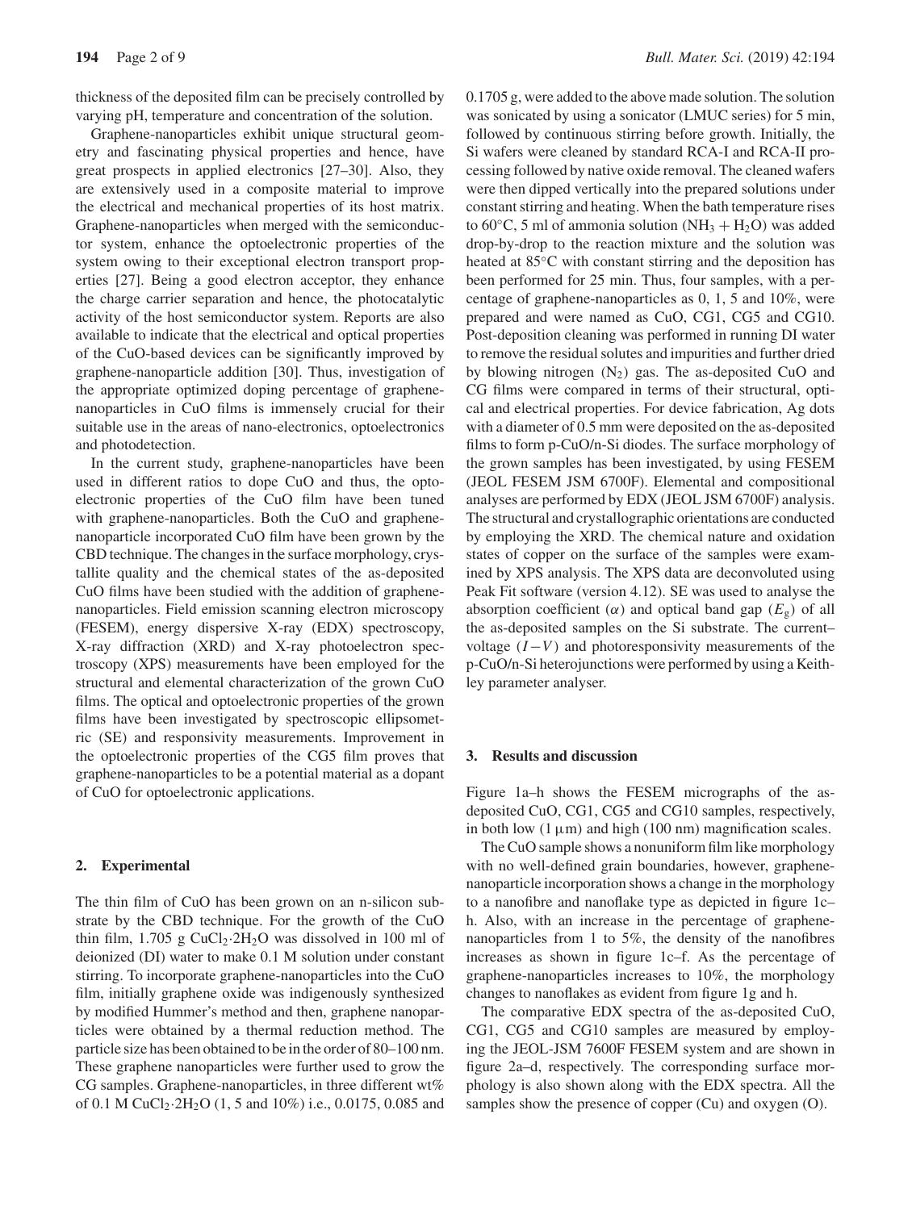thickness of the deposited film can be precisely controlled by varying pH, temperature and concentration of the solution.

Graphene-nanoparticles exhibit unique structural geometry and fascinating physical properties and hence, have great prospects in applied electronics [27–30]. Also, they are extensively used in a composite material to improve the electrical and mechanical properties of its host matrix. Graphene-nanoparticles when merged with the semiconductor system, enhance the optoelectronic properties of the system owing to their exceptional electron transport properties [27]. Being a good electron acceptor, they enhance the charge carrier separation and hence, the photocatalytic activity of the host semiconductor system. Reports are also available to indicate that the electrical and optical properties of the CuO-based devices can be significantly improved by graphene-nanoparticle addition [30]. Thus, investigation of the appropriate optimized doping percentage of graphene-nanoparticles in CuO films is immensely crucial for their suitable use in the areas of nano-electronics, optoelectronics and photodetection.

In the current study, graphene-nanoparticles have been used in different ratios to dope CuO and thus, the optoelectronic properties of the CuO film have been tuned with graphene-nanoparticles. Both the CuO and graphene-nanoparticle incorporated CuO film have been grown by the CBD technique. The changes in the surface morphology, crystallite quality and the chemical states of the as-deposited CuO films have been studied with the addition of graphene-nanoparticles. Field emission scanning electron microscopy (FESEM), energy dispersive X-ray (EDX) spectroscopy, X-ray diffraction (XRD) and X-ray photoelectron spectroscopy (XPS) measurements have been employed for the structural and elemental characterization of the grown CuO films. The optical and optoelectronic properties of the grown films have been investigated by spectroscopic ellipsometric (SE) and responsivity measurements. Improvement in the optoelectronic properties of the CG5 film proves that graphene-nanoparticles to be a potential material as a dopant of CuO for optoelectronic applications.

## 2. Experimental

The thin film of CuO has been grown on an n-silicon substrate by the CBD technique. For the growth of the CuO thin film, 1.705 g $CuCl_2{\cdot}2H_2O$ was dissolved in 100 ml of deionized (DI) water to make 0.1 M solution under constant stirring. To incorporate graphene-nanoparticles into the CuO film, initially graphene oxide was indigenously synthesized by modified Hummer's method and then, graphene nanoparticles were obtained by a thermal reduction method. The particle size has been obtained to be in the order of 80–100 nm. These graphene nanoparticles were further used to grow the CG samples. Graphene-nanoparticles, in three different wt% of 0.1 M $CuCl_2{\cdot}2H_2O$ (1, 5 and 10%) i.e., 0.0175, 0.085 and 0.1705 g, were added to the above made solution. The solution was sonicated by using a sonicator (LMUC series) for 5 min, followed by continuous stirring before growth. Initially, the Si wafers were cleaned by standard RCA-I and RCA-II processing followed by native oxide removal. The cleaned wafers were then dipped vertically into the prepared solutions under constant stirring and heating. When the bath temperature rises to 60°C, 5 ml of ammonia solution ($NH_3 + H_2O$) was added drop-by-drop to the reaction mixture and the solution was heated at 85°C with constant stirring and the deposition has been performed for 25 min. Thus, four samples, with a percentage of graphene-nanoparticles as 0, 1, 5 and 10%, were prepared and were named as CuO, CG1, CG5 and CG10. Post-deposition cleaning was performed in running DI water to remove the residual solutes and impurities and further dried by blowing nitrogen ($N_2$) gas. The as-deposited CuO and CG films were compared in terms of their structural, optical and electrical properties. For device fabrication, Ag dots with a diameter of 0.5 mm were deposited on the as-deposited films to form p-CuO/n-Si diodes. The surface morphology of the grown samples has been investigated, by using FESEM (JEOL FESEM JSM 6700F). Elemental and compositional analyses are performed by EDX (JEOL JSM 6700F) analysis. The structural and crystallographic orientations are conducted by employing the XRD. The chemical nature and oxidation states of copper on the surface of the samples were examined by XPS analysis. The XPS data are deconvoluted using Peak Fit software (version 4.12). SE was used to analyse the absorption coefficient ($\alpha$) and optical band gap ($E_g$) of all the as-deposited samples on the Si substrate. The current–voltage ($I-V$) and photoresponsivity measurements of the p-CuO/n-Si heterojunctions were performed by using a Keithley parameter analyser.

## 3. Results and discussion

Figure 1a–h shows the FESEM micrographs of the as-deposited CuO, CG1, CG5 and CG10 samples, respectively, in both low (1 μm) and high (100 nm) magnification scales.

The CuO sample shows a nonuniform film like morphology with no well-defined grain boundaries, however, graphene-nanoparticle incorporation shows a change in the morphology to a nanofibre and nanoflake type as depicted in figure 1c–h. Also, with an increase in the percentage of graphene-nanoparticles from 1 to 5%, the density of the nanofibres increases as shown in figure 1c–f. As the percentage of graphene-nanoparticles increases to 10%, the morphology changes to nanoflakes as evident from figure 1g and h.

The comparative EDX spectra of the as-deposited CuO, CG1, CG5 and CG10 samples are measured by employing the JEOL-JSM 7600F FESEM system and are shown in figure 2a–d, respectively. The corresponding surface morphology is also shown along with the EDX spectra. All the samples show the presence of copper (Cu) and oxygen (O).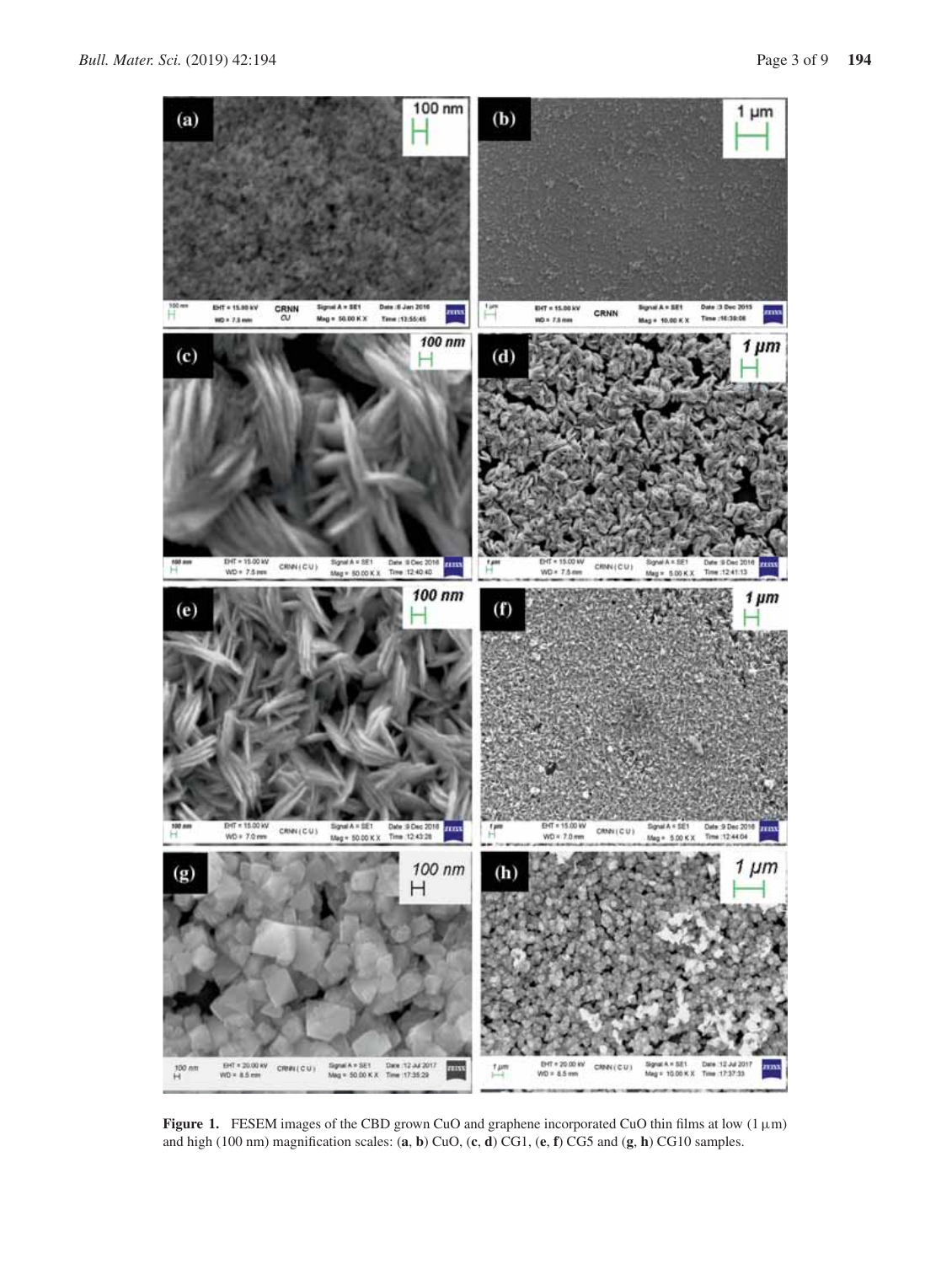**Figure 1.** FESEM images of the CBD grown CuO and graphene incorporated CuO thin films at low (1 µm) and high (100 nm) magnification scales: (**a**, **b**) CuO, (**c**, **d**) CG1, (**e**, **f**) CG5 and (**g**, **h**) CG10 samples.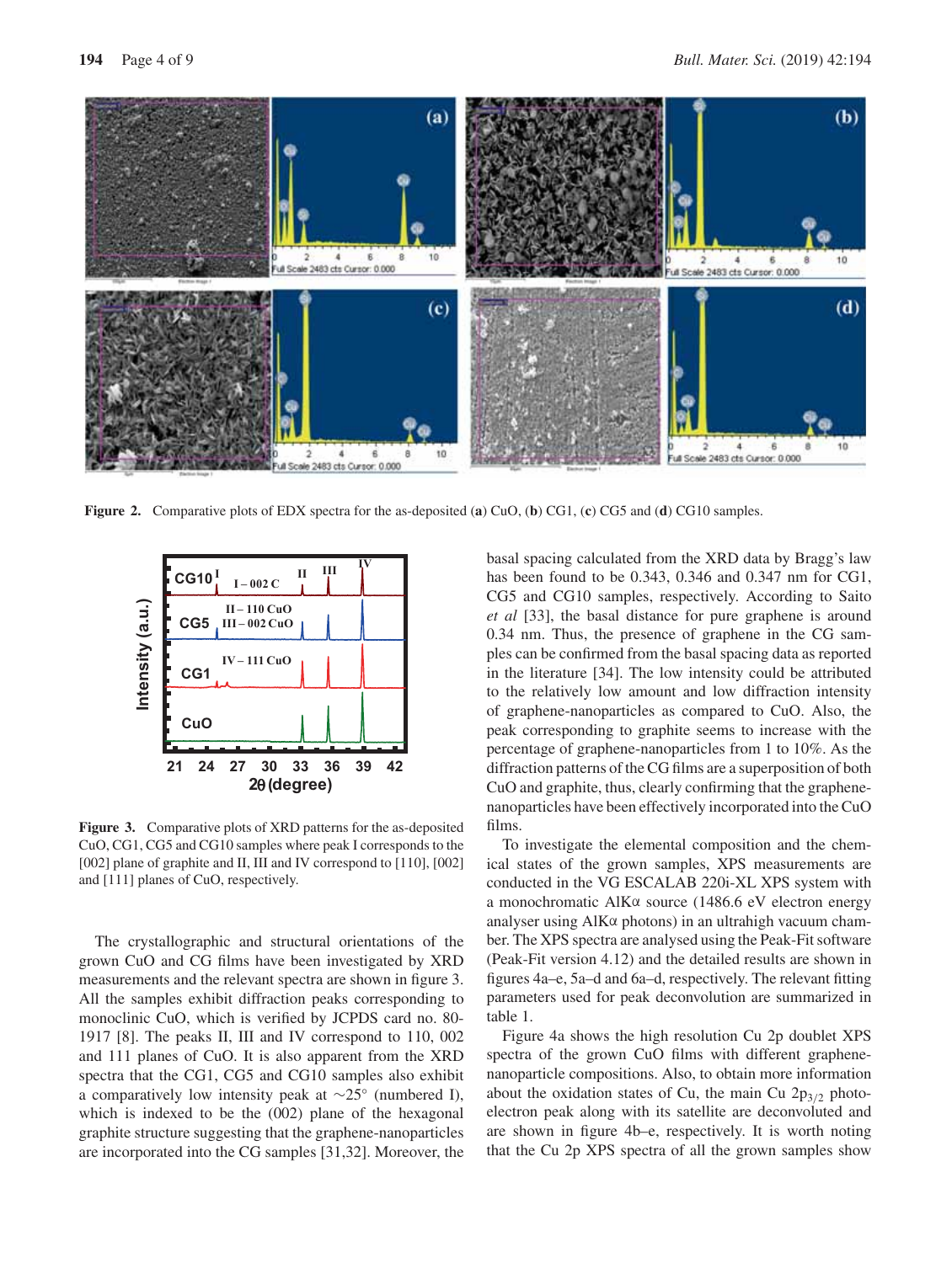Figure 2. Comparative plots of EDX spectra for the as-deposited (**a**) CuO, (**b**) CG1, (**c**) CG5 and (**d**) CG10 samples.

Figure 3. Comparative plots of XRD patterns for the as-deposited CuO, CG1, CG5 and CG10 samples where peak I corresponds to the [002] plane of graphite and II, III and IV correspond to [110], [002] and [111] planes of CuO, respectively.

The crystallographic and structural orientations of the grown CuO and CG films have been investigated by XRD measurements and the relevant spectra are shown in figure 3. All the samples exhibit diffraction peaks corresponding to monoclinic CuO, which is verified by JCPDS card no. 80-1917 [8]. The peaks II, III and IV correspond to 110, 002 and 111 planes of CuO. It is also apparent from the XRD spectra that the CG1, CG5 and CG10 samples also exhibit a comparatively low intensity peak at $\sim 25^\circ$ (numbered I), which is indexed to be the (002) plane of the hexagonal graphite structure suggesting that the graphene-nanoparticles are incorporated into the CG samples [31,32]. Moreover, the basal spacing calculated from the XRD data by Bragg's law has been found to be 0.343, 0.346 and 0.347 nm for CG1, CG5 and CG10 samples, respectively. According to Saito *et al* [33], the basal distance for pure graphene is around 0.34 nm. Thus, the presence of graphene in the CG samples can be confirmed from the basal spacing data as reported in the literature [34]. The low intensity could be attributed to the relatively low amount and low diffraction intensity of graphene-nanoparticles as compared to CuO. Also, the peak corresponding to graphite seems to increase with the percentage of graphene-nanoparticles from 1 to 10%. As the diffraction patterns of the CG films are a superposition of both CuO and graphite, thus, clearly confirming that the graphene-nanoparticles have been effectively incorporated into the CuO films.

To investigate the elemental composition and the chemical states of the grown samples, XPS measurements are conducted in the VG ESCALAB 220i-XL XPS system with a monochromatic AlK$\alpha$ source (1486.6 eV electron energy analyser using AlK$\alpha$ photons) in an ultrahigh vacuum chamber. The XPS spectra are analysed using the Peak-Fit software (Peak-Fit version 4.12) and the detailed results are shown in figures 4a–e, 5a–d and 6a–d, respectively. The relevant fitting parameters used for peak deconvolution are summarized in table 1.

Figure 4a shows the high resolution Cu 2p doublet XPS spectra of the grown CuO films with different graphene-nanoparticle compositions. Also, to obtain more information about the oxidation states of Cu, the main Cu $2p_{3/2}$ photoelectron peak along with its satellite are deconvoluted and are shown in figure 4b–e, respectively. It is worth noting that the Cu 2p XPS spectra of all the grown samples show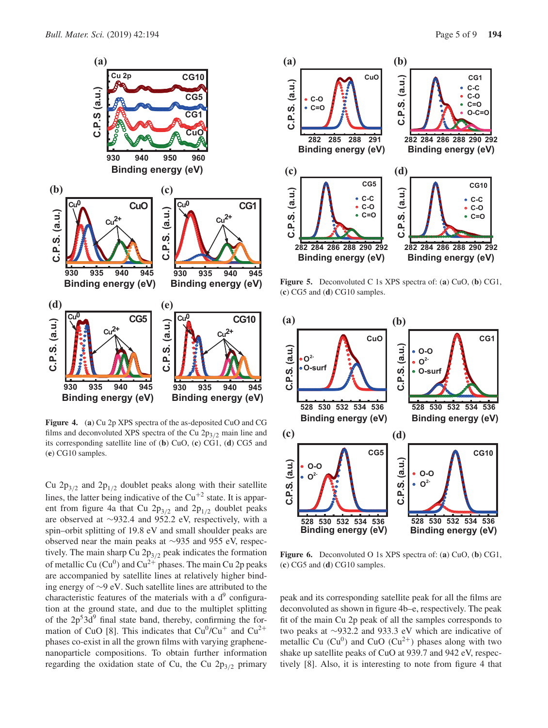**Figure 4.** (**a**) Cu 2p XPS spectra of the as-deposited CuO and CG films and deconvoluted XPS spectra of the Cu $2p_{3/2}$ main line and its corresponding satellite line of (**b**) CuO, (**c**) CG1, (**d**) CG5 and (**e**) CG10 samples.

Cu $2p_{3/2}$ and $2p_{1/2}$ doublet peaks along with their satellite lines, the latter being indicative of the $Cu^{+2}$ state. It is apparent from figure 4a that Cu $2p_{3/2}$ and $2p_{1/2}$ doublet peaks are observed at ∼932.4 and 952.2 eV, respectively, with a spin–orbit splitting of 19.8 eV and small shoulder peaks are observed near the main peaks at ∼935 and 955 eV, respectively. The main sharp Cu $2p_{3/2}$ peak indicates the formation of metallic Cu ($Cu^0$) and $Cu^{2+}$ phases. The main Cu 2p peaks are accompanied by satellite lines at relatively higher binding energy of ∼9 eV. Such satellite lines are attributed to the characteristic features of the materials with a $d^9$ configuration at the ground state, and due to the multiplet splitting of the $2p^5 3d^9$ final state band, thereby, confirming the formation of CuO [8]. This indicates that $Cu^0/Cu^+$ and $Cu^{2+}$ phases co-exist in all the grown films with varying graphene-nanoparticle compositions. To obtain further information regarding the oxidation state of Cu, the Cu $2p_{3/2}$ primary peak and its corresponding satellite peak for all the films are deconvoluted as shown in figure 4b–e, respectively. The peak fit of the main Cu 2p peak of all the samples corresponds to two peaks at ∼932.2 and 933.3 eV which are indicative of metallic Cu ($Cu^0$) and CuO ($Cu^{2+}$) phases along with two shake up satellite peaks of CuO at 939.7 and 942 eV, respectively [8]. Also, it is interesting to note from figure 4 that

**Figure 5.** Deconvoluted C 1s XPS spectra of: (**a**) CuO, (**b**) CG1, (**c**) CG5 and (**d**) CG10 samples.

**Figure 6.** Deconvoluted O 1s XPS spectra of: (**a**) CuO, (**b**) CG1, (**c**) CG5 and (**d**) CG10 samples.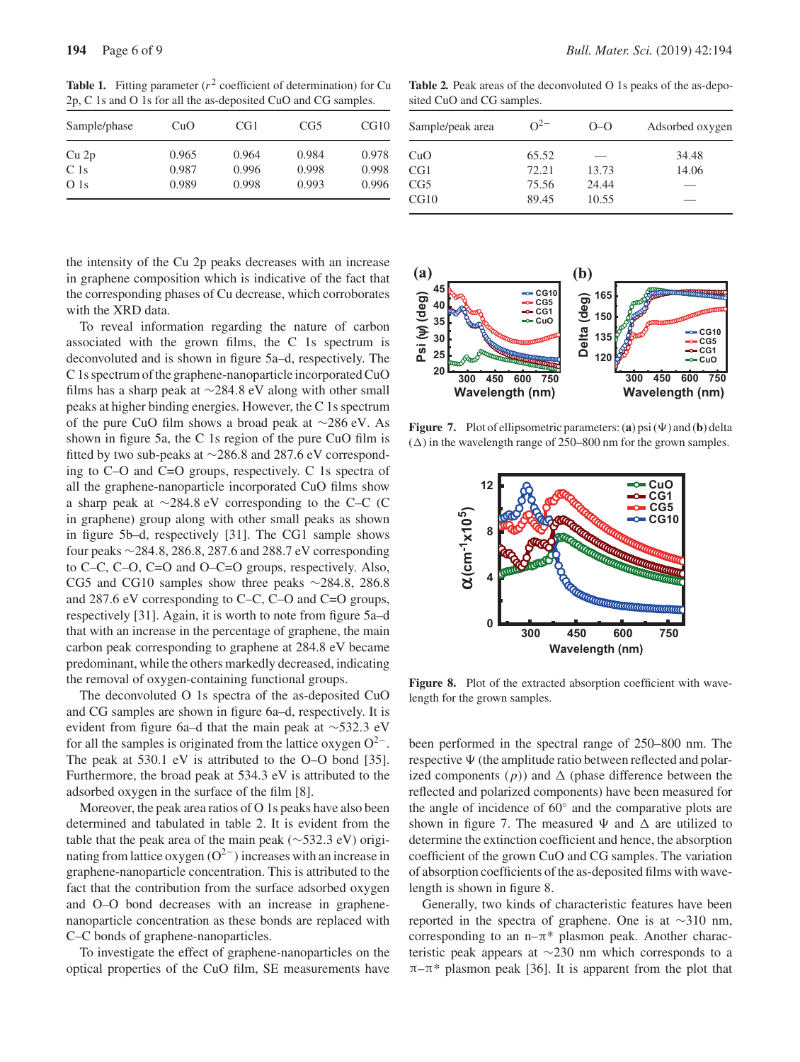**Table 1.** Fitting parameter ($r^2$ coefficient of determination) for Cu 2p, C 1s and O 1s for all the as-deposited CuO and CG samples.

| Sample/phase | CuO | CG1 | CG5 | CG10 |
|---|---|---|---|---|
| Cu 2p | 0.965 | 0.964 | 0.984 | 0.978 |
| C 1s | 0.987 | 0.996 | 0.998 | 0.998 |
| O 1s | 0.989 | 0.998 | 0.993 | 0.996 |

**Table 2.** Peak areas of the deconvoluted O 1s peaks of the as-deposited CuO and CG samples.

| Sample/peak area | $O^{2-}$ | O–O | Adsorbed oxygen |
|---|---|---|---|
| CuO | 65.52 | — | 34.48 |
| CG1 | 72.21 | 13.73 | 14.06 |
| CG5 | 75.56 | 24.44 | — |
| CG10 | 89.45 | 10.55 | — |

the intensity of the Cu 2p peaks decreases with an increase in graphene composition which is indicative of the fact that the corresponding phases of Cu decrease, which corroborates with the XRD data.

To reveal information regarding the nature of carbon associated with the grown films, the C 1s spectrum is deconvoluted and is shown in figure 5a–d, respectively. The C 1s spectrum of the graphene-nanoparticle incorporated CuO films has a sharp peak at ~284.8 eV along with other small peaks at higher binding energies. However, the C 1s spectrum of the pure CuO film shows a broad peak at ~286 eV. As shown in figure 5a, the C 1s region of the pure CuO film is fitted by two sub-peaks at ~286.8 and 287.6 eV corresponding to C–O and C=O groups, respectively. C 1s spectra of all the graphene-nanoparticle incorporated CuO films show a sharp peak at ~284.8 eV corresponding to the C–C (C in graphene) group along with other small peaks as shown in figure 5b–d, respectively [31]. The CG1 sample shows four peaks ~284.8, 286.8, 287.6 and 288.7 eV corresponding to C–C, C–O, C=O and O–C=O groups, respectively. Also, CG5 and CG10 samples show three peaks ~284.8, 286.8 and 287.6 eV corresponding to C–C, C–O and C=O groups, respectively [31]. Again, it is worth to note from figure 5a–d that with an increase in the percentage of graphene, the main carbon peak corresponding to graphene at 284.8 eV became predominant, while the others markedly decreased, indicating the removal of oxygen-containing functional groups.

The deconvoluted O 1s spectra of the as-deposited CuO and CG samples are shown in figure 6a–d, respectively. It is evident from figure 6a–d that the main peak at ~532.3 eV for all the samples is originated from the lattice oxygen $O^{2-}$. The peak at 530.1 eV is attributed to the O–O bond [35]. Furthermore, the broad peak at 534.3 eV is attributed to the adsorbed oxygen in the surface of the film [8].

Moreover, the peak area ratios of O 1s peaks have also been determined and tabulated in table 2. It is evident from the table that the peak area of the main peak (~532.3 eV) originating from lattice oxygen ($O^{2-}$) increases with an increase in graphene-nanoparticle concentration. This is attributed to the fact that the contribution from the surface adsorbed oxygen and O–O bond decreases with an increase in graphene-nanoparticle concentration as these bonds are replaced with C–C bonds of graphene-nanoparticles.

To investigate the effect of graphene-nanoparticles on the optical properties of the CuO film, SE measurements have been performed in the spectral range of 250–800 nm. The respective Ψ (the amplitude ratio between reflected and polarized components ($p$)) and Δ (phase difference between the reflected and polarized components) have been measured for the angle of incidence of 60° and the comparative plots are shown in figure 7. The measured Ψ and Δ are utilized to determine the extinction coefficient and hence, the absorption coefficient of the grown CuO and CG samples. The variation of absorption coefficients of the as-deposited films with wavelength is shown in figure 8.

**Figure 7.** Plot of ellipsometric parameters: (**a**) psi (Ψ) and (**b**) delta (Δ) in the wavelength range of 250–800 nm for the grown samples.

**Figure 8.** Plot of the extracted absorption coefficient with wavelength for the grown samples.

Generally, two kinds of characteristic features have been reported in the spectra of graphene. One is at ~310 nm, corresponding to an n–π* plasmon peak. Another characteristic peak appears at ~230 nm which corresponds to a π–π* plasmon peak [36]. It is apparent from the plot that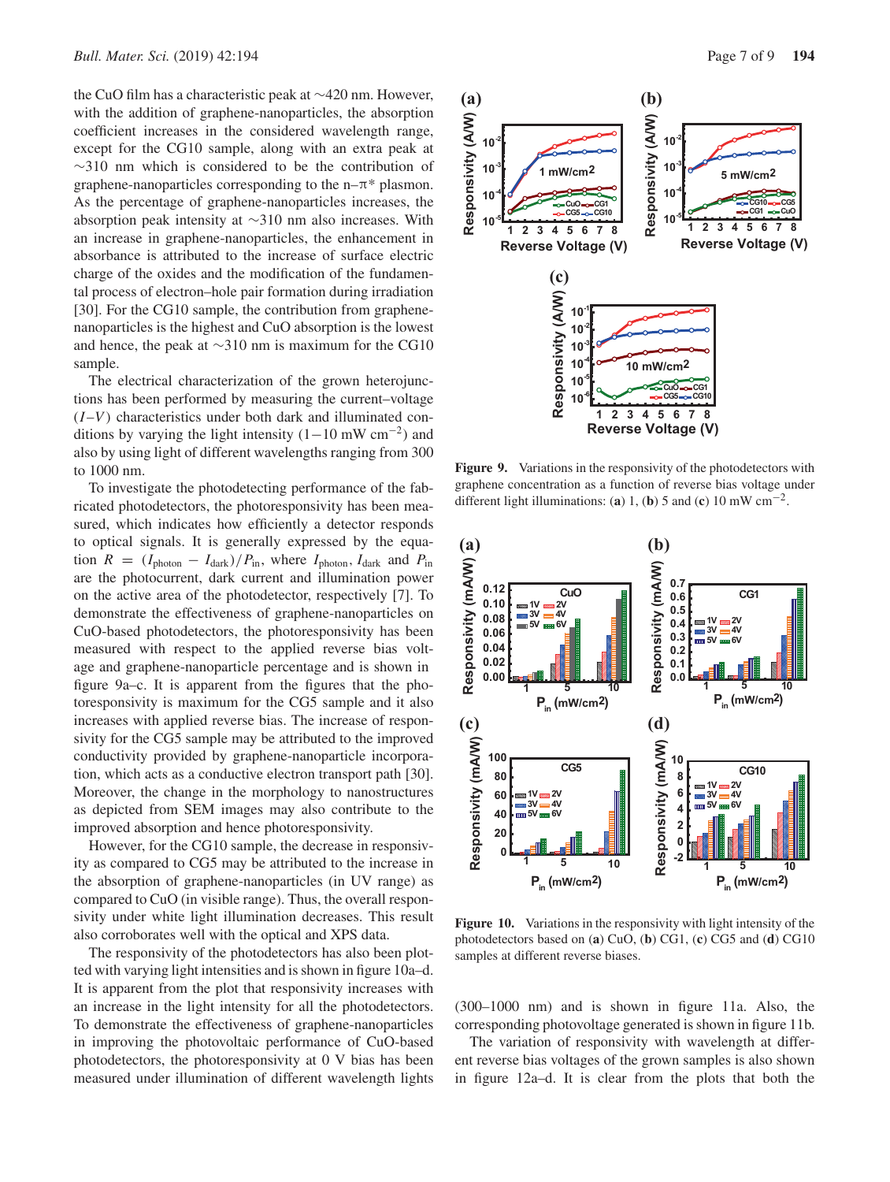the CuO film has a characteristic peak at ∼420 nm. However, with the addition of graphene-nanoparticles, the absorption coefficient increases in the considered wavelength range, except for the CG10 sample, along with an extra peak at ∼310 nm which is considered to be the contribution of graphene-nanoparticles corresponding to the n–π* plasmon. As the percentage of graphene-nanoparticles increases, the absorption peak intensity at ∼310 nm also increases. With an increase in graphene-nanoparticles, the enhancement in absorbance is attributed to the increase of surface electric charge of the oxides and the modification of the fundamental process of electron–hole pair formation during irradiation [30]. For the CG10 sample, the contribution from graphene-nanoparticles is the highest and CuO absorption is the lowest and hence, the peak at ∼310 nm is maximum for the CG10 sample.

The electrical characterization of the grown heterojunctions has been performed by measuring the current–voltage ($I$–$V$) characteristics under both dark and illuminated conditions by varying the light intensity (1−10 mW cm$^{-2}$) and also by using light of different wavelengths ranging from 300 to 1000 nm.

To investigate the photodetecting performance of the fabricated photodetectors, the photoresponsivity has been measured, which indicates how efficiently a detector responds to optical signals. It is generally expressed by the equation $R = (I_{\text{photon}} - I_{\text{dark}})/P_{\text{in}}$, where $I_{\text{photon}}$, $I_{\text{dark}}$ and $P_{\text{in}}$ are the photocurrent, dark current and illumination power on the active area of the photodetector, respectively [7]. To demonstrate the effectiveness of graphene-nanoparticles on CuO-based photodetectors, the photoresponsivity has been measured with respect to the applied reverse bias voltage and graphene-nanoparticle percentage and is shown in figure 9a–c. It is apparent from the figures that the photoresponsivity is maximum for the CG5 sample and it also increases with applied reverse bias. The increase of responsivity for the CG5 sample may be attributed to the improved conductivity provided by graphene-nanoparticle incorporation, which acts as a conductive electron transport path [30]. Moreover, the change in the morphology to nanostructures as depicted from SEM images may also contribute to the improved absorption and hence photoresponsivity.

However, for the CG10 sample, the decrease in responsivity as compared to CG5 may be attributed to the increase in the absorption of graphene-nanoparticles (in UV range) as compared to CuO (in visible range). Thus, the overall responsivity under white light illumination decreases. This result also corroborates well with the optical and XPS data.

The responsivity of the photodetectors has also been plotted with varying light intensities and is shown in figure 10a–d. It is apparent from the plot that responsivity increases with an increase in the light intensity for all the photodetectors. To demonstrate the effectiveness of graphene-nanoparticles in improving the photovoltaic performance of CuO-based photodetectors, the photoresponsivity at 0 V bias has been measured under illumination of different wavelength lights (300–1000 nm) and is shown in figure 11a. Also, the corresponding photovoltage generated is shown in figure 11b.

The variation of responsivity with wavelength at different reverse bias voltages of the grown samples is also shown in figure 12a–d. It is clear from the plots that both the

**Figure 9.** Variations in the responsivity of the photodetectors with graphene concentration as a function of reverse bias voltage under different light illuminations: (**a**) 1, (**b**) 5 and (**c**) 10 mW cm$^{-2}$.

**Figure 10.** Variations in the responsivity with light intensity of the photodetectors based on (**a**) CuO, (**b**) CG1, (**c**) CG5 and (**d**) CG10 samples at different reverse biases.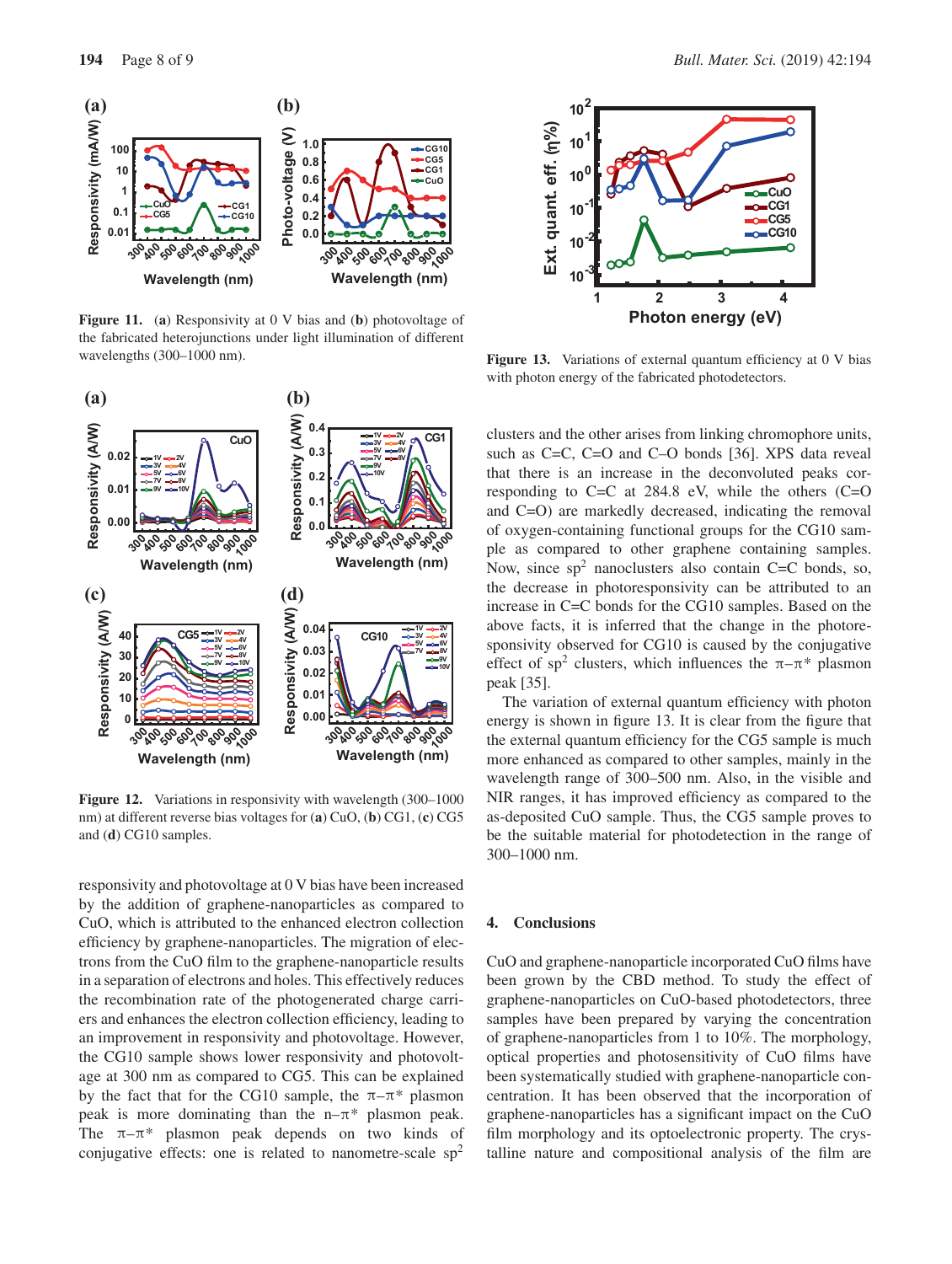**Figure 11.** (**a**) Responsivity at 0 V bias and (**b**) photovoltage of the fabricated heterojunctions under light illumination of different wavelengths (300–1000 nm).

**Figure 12.** Variations in responsivity with wavelength (300–1000 nm) at different reverse bias voltages for (**a**) CuO, (**b**) CG1, (**c**) CG5 and (**d**) CG10 samples.

responsivity and photovoltage at 0 V bias have been increased by the addition of graphene-nanoparticles as compared to CuO, which is attributed to the enhanced electron collection efficiency by graphene-nanoparticles. The migration of electrons from the CuO film to the graphene-nanoparticle results in a separation of electrons and holes. This effectively reduces the recombination rate of the photogenerated charge carriers and enhances the electron collection efficiency, leading to an improvement in responsivity and photovoltage. However, the CG10 sample shows lower responsivity and photovoltage at 300 nm as compared to CG5. This can be explained by the fact that for the CG10 sample, the $\pi$–$\pi^*$ plasmon peak is more dominating than the n–$\pi^*$ plasmon peak. The $\pi$–$\pi^*$ plasmon peak depends on two kinds of conjugative effects: one is related to nanometre-scale $sp^2$ clusters and the other arises from linking chromophore units, such as C=C, C=O and C–O bonds [36]. XPS data reveal that there is an increase in the deconvoluted peaks corresponding to C=C at 284.8 eV, while the others (C=O and C=O) are markedly decreased, indicating the removal of oxygen-containing functional groups for the CG10 sample as compared to other graphene containing samples. Now, since $sp^2$ nanoclusters also contain C=C bonds, so, the decrease in photoresponsivity can be attributed to an increase in C=C bonds for the CG10 samples. Based on the above facts, it is inferred that the change in the photoresponsivity observed for CG10 is caused by the conjugative effect of $sp^2$ clusters, which influences the $\pi$–$\pi^*$ plasmon peak [35].

**Figure 13.** Variations of external quantum efficiency at 0 V bias with photon energy of the fabricated photodetectors.

The variation of external quantum efficiency with photon energy is shown in figure 13. It is clear from the figure that the external quantum efficiency for the CG5 sample is much more enhanced as compared to other samples, mainly in the wavelength range of 300–500 nm. Also, in the visible and NIR ranges, it has improved efficiency as compared to the as-deposited CuO sample. Thus, the CG5 sample proves to be the suitable material for photodetection in the range of 300–1000 nm.

## 4. Conclusions

CuO and graphene-nanoparticle incorporated CuO films have been grown by the CBD method. To study the effect of graphene-nanoparticles on CuO-based photodetectors, three samples have been prepared by varying the concentration of graphene-nanoparticles from 1 to 10%. The morphology, optical properties and photosensitivity of CuO films have been systematically studied with graphene-nanoparticle concentration. It has been observed that the incorporation of graphene-nanoparticles has a significant impact on the CuO film morphology and its optoelectronic property. The crystalline nature and compositional analysis of the film are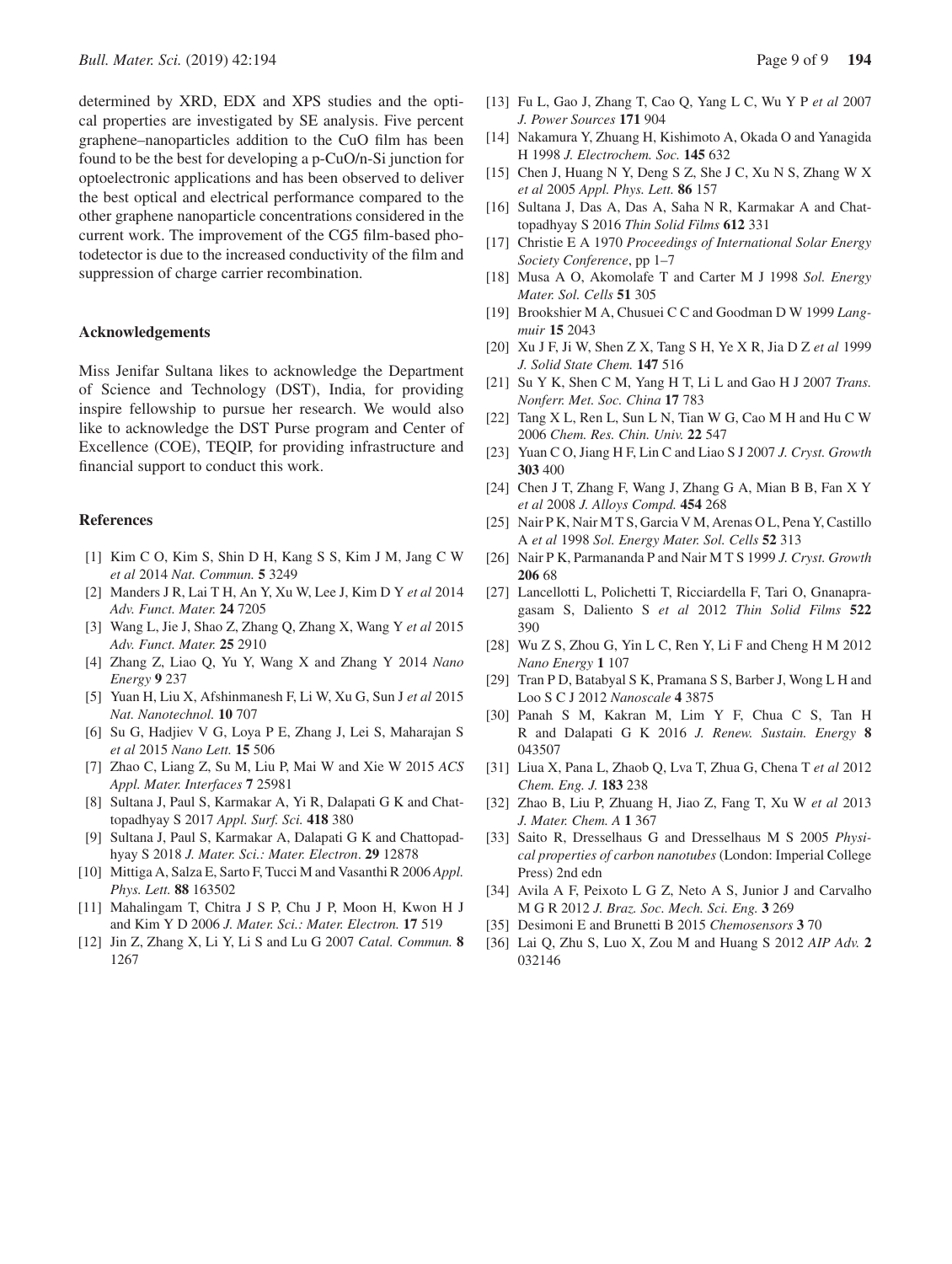determined by XRD, EDX and XPS studies and the optical properties are investigated by SE analysis. Five percent graphene–nanoparticles addition to the CuO film has been found to be the best for developing a p-CuO/n-Si junction for optoelectronic applications and has been observed to deliver the best optical and electrical performance compared to the other graphene nanoparticle concentrations considered in the current work. The improvement of the CG5 film-based photodetector is due to the increased conductivity of the film and suppression of charge carrier recombination.

### Acknowledgements

Miss Jenifar Sultana likes to acknowledge the Department of Science and Technology (DST), India, for providing inspire fellowship to pursue her research. We would also like to acknowledge the DST Purse program and Center of Excellence (COE), TEQIP, for providing infrastructure and financial support to conduct this work.

### References

[1] Kim C O, Kim S, Shin D H, Kang S S, Kim J M, Jang C W *et al* 2014 *Nat. Commun.* **5** 3249

[2] Manders J R, Lai T H, An Y, Xu W, Lee J, Kim D Y *et al* 2014 *Adv. Funct. Mater.* **24** 7205

[3] Wang L, Jie J, Shao Z, Zhang Q, Zhang X, Wang Y *et al* 2015 *Adv. Funct. Mater.* **25** 2910

[4] Zhang Z, Liao Q, Yu Y, Wang X and Zhang Y 2014 *Nano Energy* **9** 237

[5] Yuan H, Liu X, Afshinmanesh F, Li W, Xu G, Sun J *et al* 2015 *Nat. Nanotechnol.* **10** 707

[6] Su G, Hadjiev V G, Loya P E, Zhang J, Lei S, Maharajan S *et al* 2015 *Nano Lett.* **15** 506

[7] Zhao C, Liang Z, Su M, Liu P, Mai W and Xie W 2015 *ACS Appl. Mater. Interfaces* **7** 25981

[8] Sultana J, Paul S, Karmakar A, Yi R, Dalapati G K and Chattopadhyay S 2017 *Appl. Surf. Sci.* **418** 380

[9] Sultana J, Paul S, Karmakar A, Dalapati G K and Chattopadhyay S 2018 *J. Mater. Sci.: Mater. Electron*. **29** 12878

[10] Mittiga A, Salza E, Sarto F, Tucci M and Vasanthi R 2006 *Appl. Phys. Lett.* **88** 163502

[11] Mahalingam T, Chitra J S P, Chu J P, Moon H, Kwon H J and Kim Y D 2006 *J. Mater. Sci.: Mater. Electron.* **17** 519

[12] Jin Z, Zhang X, Li Y, Li S and Lu G 2007 *Catal. Commun.* **8** 1267

[13] Fu L, Gao J, Zhang T, Cao Q, Yang L C, Wu Y P *et al* 2007 *J. Power Sources* **171** 904

[14] Nakamura Y, Zhuang H, Kishimoto A, Okada O and Yanagida H 1998 *J. Electrochem. Soc.* **145** 632

[15] Chen J, Huang N Y, Deng S Z, She J C, Xu N S, Zhang W X *et al* 2005 *Appl. Phys. Lett.* **86** 157

[16] Sultana J, Das A, Das A, Saha N R, Karmakar A and Chattopadhyay S 2016 *Thin Solid Films* **612** 331

[17] Christie E A 1970 *Proceedings of International Solar Energy Society Conference*, pp 1–7

[18] Musa A O, Akomolafe T and Carter M J 1998 *Sol. Energy Mater. Sol. Cells* **51** 305

[19] Brookshier M A, Chusuei C C and Goodman D W 1999 *Langmuir* **15** 2043

[20] Xu J F, Ji W, Shen Z X, Tang S H, Ye X R, Jia D Z *et al* 1999 *J. Solid State Chem.* **147** 516

[21] Su Y K, Shen C M, Yang H T, Li L and Gao H J 2007 *Trans. Nonferr. Met. Soc. China* **17** 783

[22] Tang X L, Ren L, Sun L N, Tian W G, Cao M H and Hu C W 2006 *Chem. Res. Chin. Univ.* **22** 547

[23] Yuan C O, Jiang H F, Lin C and Liao S J 2007 *J. Cryst. Growth* **303** 400

[24] Chen J T, Zhang F, Wang J, Zhang G A, Mian B B, Fan X Y *et al* 2008 *J. Alloys Compd.* **454** 268

[25] Nair P K, Nair M T S, Garcia V M, Arenas O L, Pena Y, Castillo A *et al* 1998 *Sol. Energy Mater. Sol. Cells* **52** 313

[26] Nair P K, Parmananda P and Nair M T S 1999 *J. Cryst. Growth* **206** 68

[27] Lancellotti L, Polichetti T, Ricciardella F, Tari O, Gnanapragasam S, Daliento S *et al* 2012 *Thin Solid Films* **522** 390

[28] Wu Z S, Zhou G, Yin L C, Ren Y, Li F and Cheng H M 2012 *Nano Energy* **1** 107

[29] Tran P D, Batabyal S K, Pramana S S, Barber J, Wong L H and Loo S C J 2012 *Nanoscale* **4** 3875

[30] Panah S M, Kakran M, Lim Y F, Chua C S, Tan H R and Dalapati G K 2016 *J. Renew. Sustain. Energy* **8** 043507

[31] Liua X, Pana L, Zhaob Q, Lva T, Zhua G, Chena T *et al* 2012 *Chem. Eng. J.* **183** 238

[32] Zhao B, Liu P, Zhuang H, Jiao Z, Fang T, Xu W *et al* 2013 *J. Mater. Chem. A* **1** 367

[33] Saito R, Dresselhaus G and Dresselhaus M S 2005 *Physical properties of carbon nanotubes* (London: Imperial College Press) 2nd edn

[34] Avila A F, Peixoto L G Z, Neto A S, Junior J and Carvalho M G R 2012 *J. Braz. Soc. Mech. Sci. Eng.* **3** 269

[35] Desimoni E and Brunetti B 2015 *Chemosensors* **3** 70

[36] Lai Q, Zhu S, Luo X, Zou M and Huang S 2012 *AIP Adv.* **2** 032146